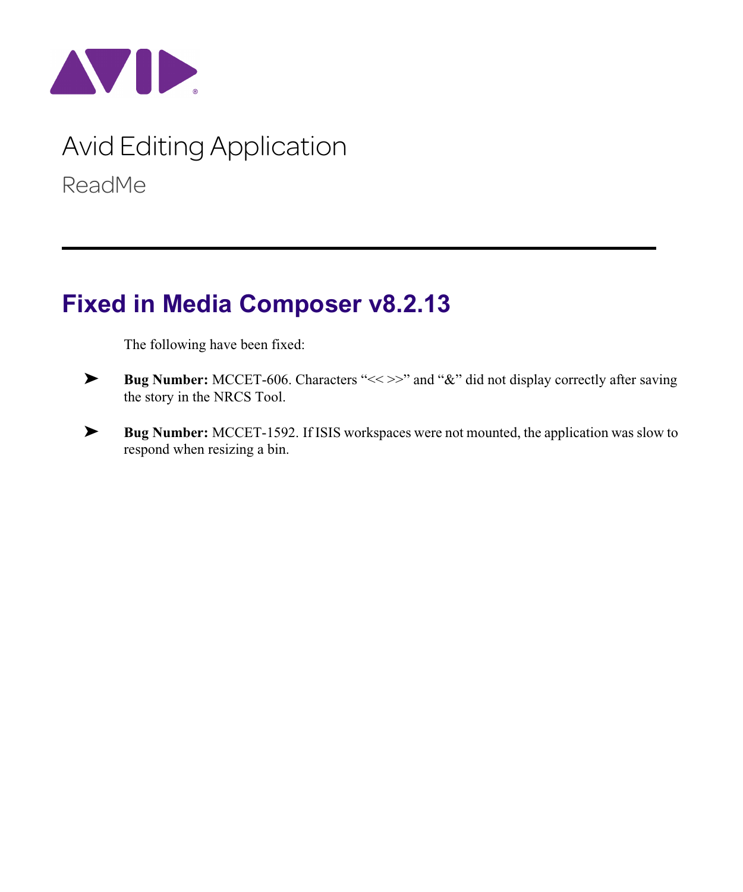# Avid Editing Application

ReadMe

## Fixed in Media Composer v8.2.13

The following have been fixed:

- **Bug Number:** MCCET-606. Characters "<< >>" and "&" did not display correctly after saving the story in the NRCS Tool.
- **Bug Number:** MCCET-1592. If ISIS workspaces were not mounted, the application was slow to respond when resizing a bin.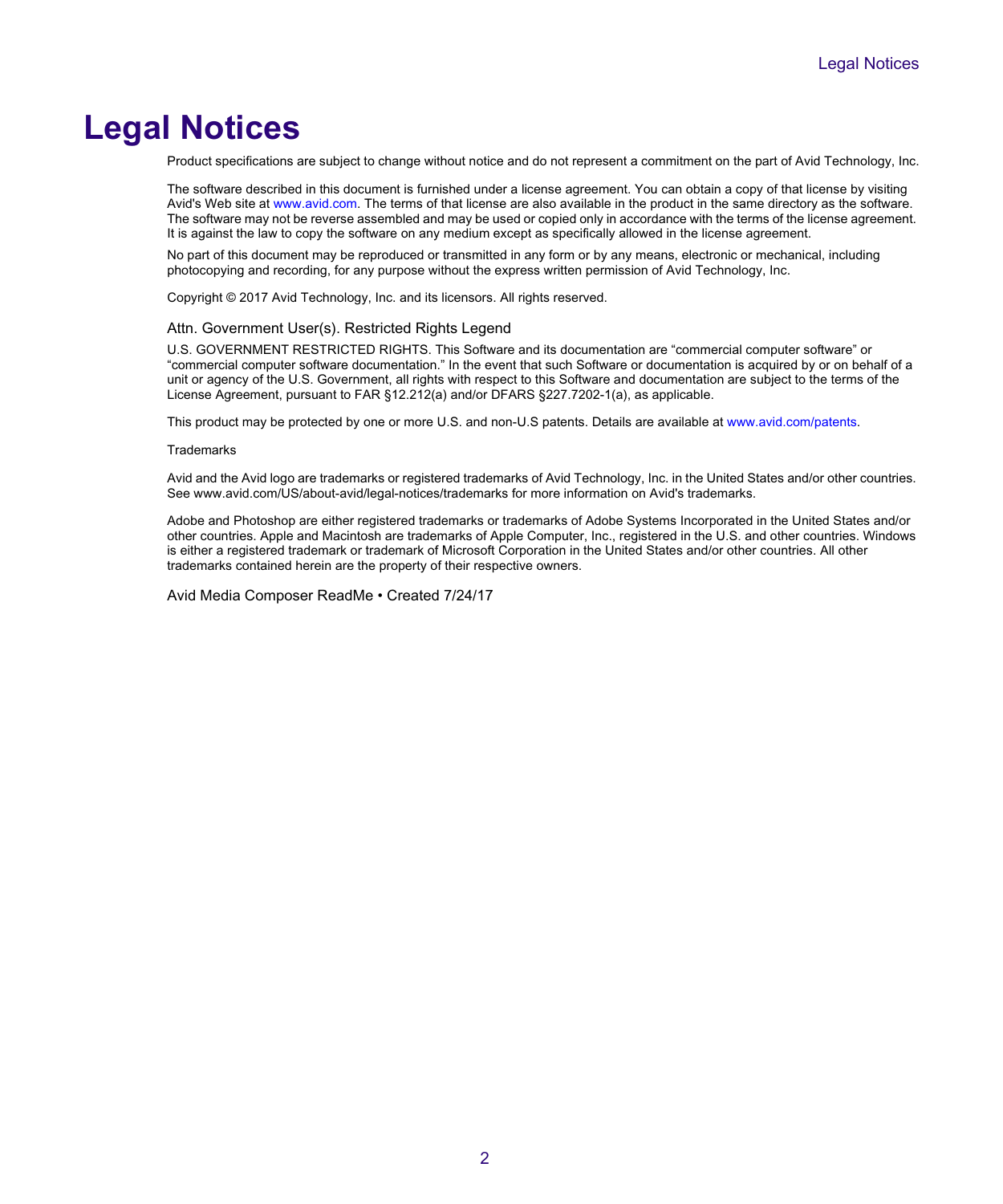# Legal Notices

Product specifications are subject to change without notice and do not represent a commitment on the part of Avid Technology, Inc.

The software described in this document is furnished under a license agreement. You can obtain a copy of that license by visiting Avid's Web site at www.avid.com. The terms of that license are also available in the product in the same directory as the software. The software may not be reverse assembled and may be used or copied only in accordance with the terms of the license agreement. It is against the law to copy the software on any medium except as specifically allowed in the license agreement.

No part of this document may be reproduced or transmitted in any form or by any means, electronic or mechanical, including photocopying and recording, for any purpose without the express written permission of Avid Technology, Inc.

Copyright © 2017 Avid Technology, Inc. and its licensors. All rights reserved.

Attn. Government User(s). Restricted Rights Legend

U.S. GOVERNMENT RESTRICTED RIGHTS. This Software and its documentation are “commercial computer software” or “commercial computer software documentation.” In the event that such Software or documentation is acquired by or on behalf of a unit or agency of the U.S. Government, all rights with respect to this Software and documentation are subject to the terms of the License Agreement, pursuant to FAR §12.212(a) and/or DFARS §227.7202-1(a), as applicable.

This product may be protected by one or more U.S. and non-U.S patents. Details are available at www.avid.com/patents.

Trademarks

Avid and the Avid logo are trademarks or registered trademarks of Avid Technology, Inc. in the United States and/or other countries. See www.avid.com/US/about-avid/legal-notices/trademarks for more information on Avid's trademarks.

Adobe and Photoshop are either registered trademarks or trademarks of Adobe Systems Incorporated in the United States and/or other countries. Apple and Macintosh are trademarks of Apple Computer, Inc., registered in the U.S. and other countries. Windows is either a registered trademark or trademark of Microsoft Corporation in the United States and/or other countries. All other trademarks contained herein are the property of their respective owners.

Avid Media Composer ReadMe • Created 7/24/17